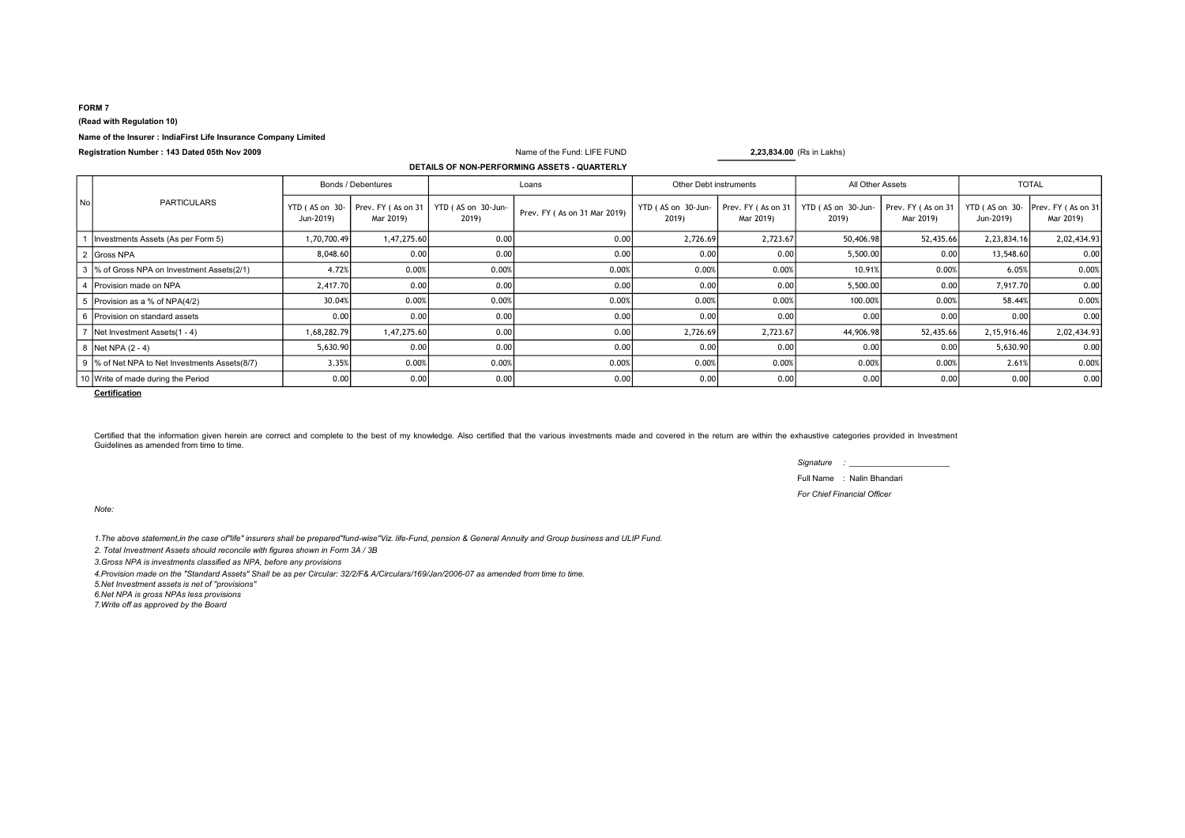**FORM 7**

**(Read with Regulation 10)**

**Name of the Insurer : IndiaFirst Life Insurance Company Limited**

**Registration Number : 143 Dated 05th Nov 2009**

Name of the Fund: LIFE FUND **2,23,834.00** (Rs in Lakhs)

**DETAILS OF NON-PERFORMING ASSETS - QUARTERLY**

| No | PARTICULARS | Bonds / Debentures | | Loans | | Other Debt instruments | | All Other Assets | | TOTAL | |
|---|---|---|---|---|---|---|---|---|---|---|---|
| | | YTD ( AS on 30-Jun-2019) | Prev. FY ( As on 31 Mar 2019) | YTD ( AS on 30-Jun-2019) | Prev. FY ( As on 31 Mar 2019) | YTD ( AS on 30-Jun-2019) | Prev. FY ( As on 31 Mar 2019) | YTD ( AS on 30-Jun-2019) | Prev. FY ( As on 31 Mar 2019) | YTD ( AS on 30-Jun-2019) | Prev. FY ( As on 31 Mar 2019) |
| 1 | Investments Assets (As per Form 5) | 1,70,700.49 | 1,47,275.60 | 0.00 | 0.00 | 2,726.69 | 2,723.67 | 50,406.98 | 52,435.66 | 2,23,834.16 | 2,02,434.93 |
| 2 | Gross NPA | 8,048.60 | 0.00 | 0.00 | 0.00 | 0.00 | 0.00 | 5,500.00 | 0.00 | 13,548.60 | 0.00 |
| 3 | % of Gross NPA on Investment Assets(2/1) | 4.72% | 0.00% | 0.00% | 0.00% | 0.00% | 0.00% | 10.91% | 0.00% | 6.05% | 0.00% |
| 4 | Provision made on NPA | 2,417.70 | 0.00 | 0.00 | 0.00 | 0.00 | 0.00 | 5,500.00 | 0.00 | 7,917.70 | 0.00 |
| 5 | Provision as a % of NPA(4/2) | 30.04% | 0.00% | 0.00% | 0.00% | 0.00% | 0.00% | 100.00% | 0.00% | 58.44% | 0.00% |
| 6 | Provision on standard assets | 0.00 | 0.00 | 0.00 | 0.00 | 0.00 | 0.00 | 0.00 | 0.00 | 0.00 | 0.00 |
| 7 | Net Investment Assets(1 - 4) | 1,68,282.79 | 1,47,275.60 | 0.00 | 0.00 | 2,726.69 | 2,723.67 | 44,906.98 | 52,435.66 | 2,15,916.46 | 2,02,434.93 |
| 8 | Net NPA (2 - 4) | 5,630.90 | 0.00 | 0.00 | 0.00 | 0.00 | 0.00 | 0.00 | 0.00 | 5,630.90 | 0.00 |
| 9 | % of Net NPA to Net Investments Assets(8/7) | 3.35% | 0.00% | 0.00% | 0.00% | 0.00% | 0.00% | 0.00% | 0.00% | 2.61% | 0.00% |
| 10 | Write of made during the Period | 0.00 | 0.00 | 0.00 | 0.00 | 0.00 | 0.00 | 0.00 | 0.00 | 0.00 | 0.00 |

**Certification**

Certified that the information given herein are correct and complete to the best of my knowledge. Also certified that the various investments made and covered in the return are within the exhaustive categories provided in Investment Guidelines as amended from time to time.

*Signature* : ______________________

Full Name : Nalin Bhandari

*For Chief Financial Officer*

*Note:*

*1.The above statement,in the case of"life" insurers shall be prepared"fund-wise"Viz. life-Fund, pension & General Annuity and Group business and ULIP Fund.*

*2. Total Investment Assets should reconcile with figures shown in Form 3A / 3B*

*3.Gross NPA is investments classified as NPA, before any provisions*

*4.Provision made on the "Standard Assets" Shall be as per Circular: 32/2/F& A/Circulars/169/Jan/2006-07 as amended from time to time.*

*5.Net Investment assets is net of "provisions"*

*6.Net NPA is gross NPAs less provisions*

*7.Write off as approved by the Board*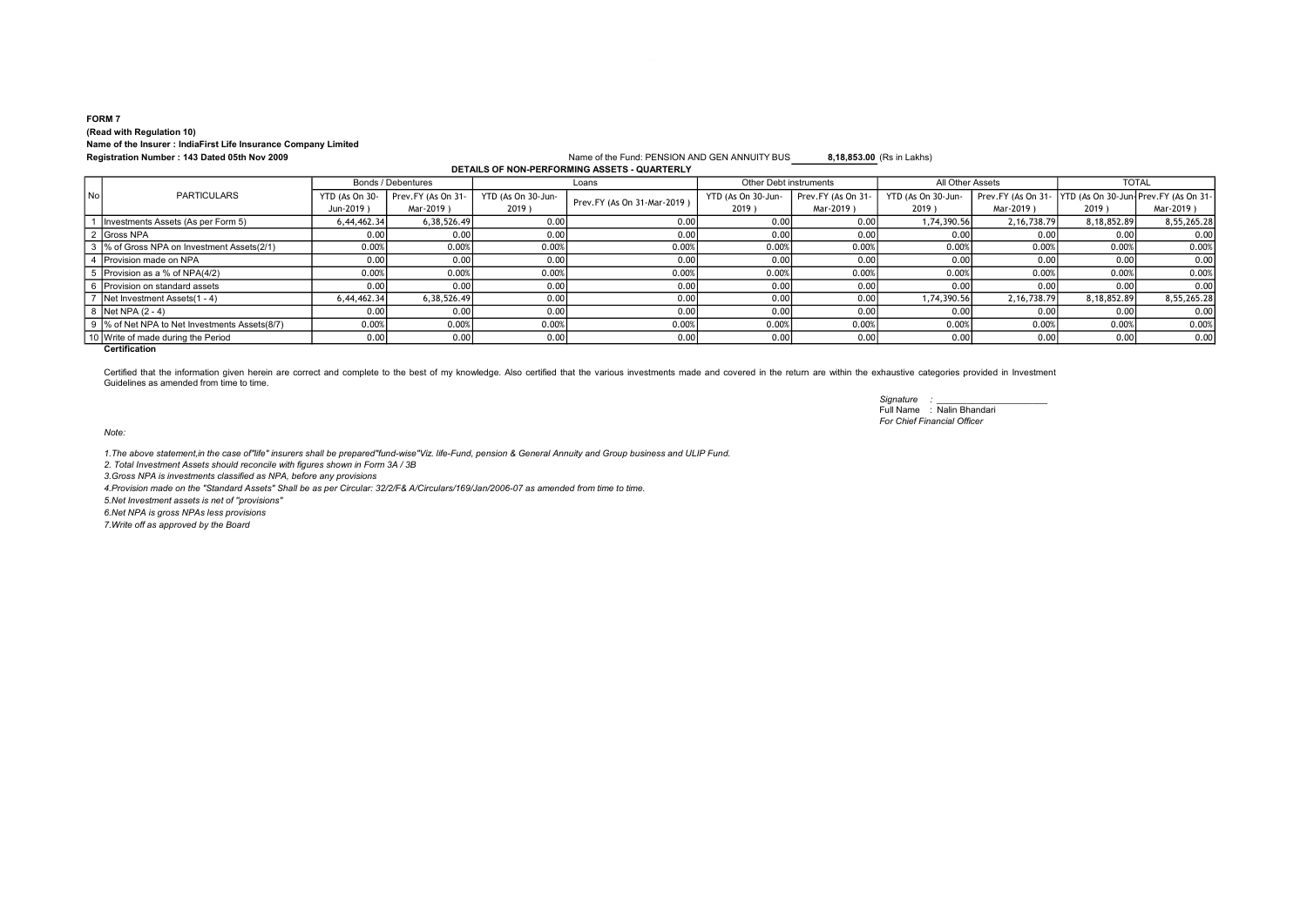**FORM 7**

**(Read with Regulation 10)**

**Name of the Insurer : IndiaFirst Life Insurance Company Limited**

**Registration Number : 143 Dated 05th Nov 2009**

Name of the Fund: PENSION AND GEN ANNUITY BUS **8,18,853.00** (Rs in Lakhs)

**DETAILS OF NON-PERFORMING ASSETS - QUARTERLY**

| No | PARTICULARS | Bonds / Debentures | | Loans | | Other Debt instruments | | All Other Assets | | TOTAL | |
|---|---|---|---|---|---|---|---|---|---|---|---|
| | | YTD (As On 30-Jun-2019 ) | Prev.FY (As On 31-Mar-2019 ) | YTD (As On 30-Jun-2019 ) | Prev.FY (As On 31-Mar-2019 ) | YTD (As On 30-Jun-2019 ) | Prev.FY (As On 31-Mar-2019 ) | YTD (As On 30-Jun-2019 ) | Prev.FY (As On 31-Mar-2019 ) | YTD (As On 30-Jun-2019 ) | Prev.FY (As On 31-Mar-2019 ) |
| 1 | Investments Assets (As per Form 5) | 6,44,462.34 | 6,38,526.49 | 0.00 | 0.00 | 0.00 | 0.00 | 1,74,390.56 | 2,16,738.79 | 8,18,852.89 | 8,55,265.28 |
| 2 | Gross NPA | 0.00 | 0.00 | 0.00 | 0.00 | 0.00 | 0.00 | 0.00 | 0.00 | 0.00 | 0.00 |
| 3 | % of Gross NPA on Investment Assets(2/1) | 0.00% | 0.00% | 0.00% | 0.00% | 0.00% | 0.00% | 0.00% | 0.00% | 0.00% | 0.00% |
| 4 | Provision made on NPA | 0.00 | 0.00 | 0.00 | 0.00 | 0.00 | 0.00 | 0.00 | 0.00 | 0.00 | 0.00 |
| 5 | Provision as a % of NPA(4/2) | 0.00% | 0.00% | 0.00% | 0.00% | 0.00% | 0.00% | 0.00% | 0.00% | 0.00% | 0.00% |
| 6 | Provision on standard assets | 0.00 | 0.00 | 0.00 | 0.00 | 0.00 | 0.00 | 0.00 | 0.00 | 0.00 | 0.00 |
| 7 | Net Investment Assets(1 - 4) | 6,44,462.34 | 6,38,526.49 | 0.00 | 0.00 | 0.00 | 0.00 | 1,74,390.56 | 2,16,738.79 | 8,18,852.89 | 8,55,265.28 |
| 8 | Net NPA (2 - 4) | 0.00 | 0.00 | 0.00 | 0.00 | 0.00 | 0.00 | 0.00 | 0.00 | 0.00 | 0.00 |
| 9 | % of Net NPA to Net Investments Assets(8/7) | 0.00% | 0.00% | 0.00% | 0.00% | 0.00% | 0.00% | 0.00% | 0.00% | 0.00% | 0.00% |
| 10 | Write of made during the Period | 0.00 | 0.00 | 0.00 | 0.00 | 0.00 | 0.00 | 0.00 | 0.00 | 0.00 | 0.00 |

**Certification**

Certified that the information given herein are correct and complete to the best of my knowledge. Also certified that the various investments made and covered in the return are within the exhaustive categories provided in Investment Guidelines as amended from time to time.

*Signature* : ______________________

Full Name : Nalin Bhandari

*For Chief Financial Officer*

*Note:*

*1.The above statement,in the case of"life" insurers shall be prepared"fund-wise"Viz. life-Fund, pension & General Annuity and Group business and ULIP Fund.*

*2. Total Investment Assets should reconcile with figures shown in Form 3A / 3B*

*3.Gross NPA is investments classified as NPA, before any provisions*

*4.Provision made on the "Standard Assets" Shall be as per Circular: 32/2/F& A/Circulars/169/Jan/2006-07 as amended from time to time.*

*5.Net Investment assets is net of ''provisions''*

*6.Net NPA is gross NPAs less provisions*

*7.Write off as approved by the Board*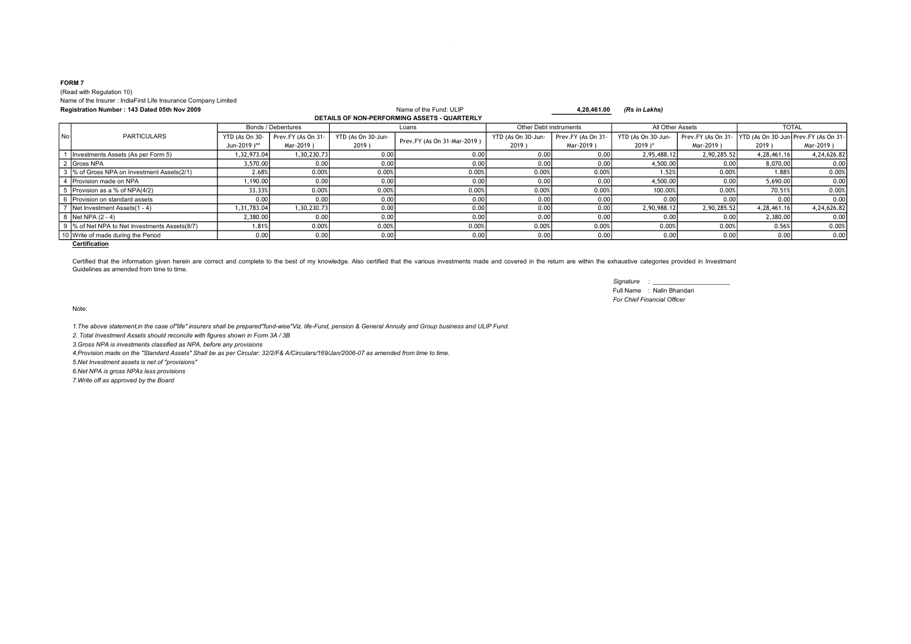**FORM 7**

(Read with Regulation 10)

Name of the Insurer : IndiaFirst Life Insurance Company Limited

**Registration Number : 143 Dated 05th Nov 2009**

Name of the Fund: ULIP **4,28,461.00** *(Rs in Lakhs)*

**DETAILS OF NON-PERFORMING ASSETS - QUARTERLY**

| No | PARTICULARS | Bonds / Debentures | | Loans | | Other Debt instruments | | All Other Assets | | TOTAL | |
|---|---|---|---|---|---|---|---|---|---|---|---|
| | | YTD (As On 30-Jun-2019 )** | Prev.FY (As On 31-Mar-2019 ) | YTD (As On 30-Jun-2019 ) | Prev.FY (As On 31-Mar-2019 ) | YTD (As On 30-Jun-2019 ) | Prev.FY (As On 31-Mar-2019 ) | YTD (As On 30-Jun-2019 )* | Prev.FY (As On 31-Mar-2019 ) | YTD (As On 30-Jun-2019 ) | Prev.FY (As On 31-Mar-2019 ) |
| 1 | Investments Assets (As per Form 5) | 1,32,973.04 | 1,30,230.73 | 0.00 | 0.00 | 0.00 | 0.00 | 2,95,488.12 | 2,90,285.52 | 4,28,461.16 | 4,24,626.82 |
| 2 | Gross NPA | 3,570.00 | 0.00 | 0.00 | 0.00 | 0.00 | 0.00 | 4,500.00 | 0.00 | 8,070.00 | 0.00 |
| 3 | % of Gross NPA on Investment Assets(2/1) | 2.68% | 0.00% | 0.00% | 0.00% | 0.00% | 0.00% | 1.52% | 0.00% | 1.88% | 0.00% |
| 4 | Provision made on NPA | 1,190.00 | 0.00 | 0.00 | 0.00 | 0.00 | 0.00 | 4,500.00 | 0.00 | 5,690.00 | 0.00 |
| 5 | Provision as a % of NPA(4/2) | 33.33% | 0.00% | 0.00% | 0.00% | 0.00% | 0.00% | 100.00% | 0.00% | 70.51% | 0.00% |
| 6 | Provision on standard assets | 0.00 | 0.00 | 0.00 | 0.00 | 0.00 | 0.00 | 0.00 | 0.00 | 0.00 | 0.00 |
| 7 | Net Investment Assets(1 - 4) | 1,31,783.04 | 1,30,230.73 | 0.00 | 0.00 | 0.00 | 0.00 | 2,90,988.12 | 2,90,285.52 | 4,28,461.16 | 4,24,626.82 |
| 8 | Net NPA (2 - 4) | 2,380.00 | 0.00 | 0.00 | 0.00 | 0.00 | 0.00 | 0.00 | 0.00 | 2,380.00 | 0.00 |
| 9 | % of Net NPA to Net Investments Assets(8/7) | 1.81% | 0.00% | 0.00% | 0.00% | 0.00% | 0.00% | 0.00% | 0.00% | 0.56% | 0.00% |
| 10 | Write of made during the Period | 0.00 | 0.00 | 0.00 | 0.00 | 0.00 | 0.00 | 0.00 | 0.00 | 0.00 | 0.00 |

**Certification**

Certified that the information given herein are correct and complete to the best of my knowledge. Also certified that the various investments made and covered in the return are within the exhaustive categories provided in Investment Guidelines as amended from time to time.

*Signature* : ______________________

Full Name : Nalin Bhandari

*For Chief Financial Officer*

Note:

*1.The above statement,in the case of"life" insurers shall be prepared"fund-wise"Viz. life-Fund, pension & General Annuity and Group business and ULIP Fund.*

*2. Total Investment Assets should reconcile with figures shown in Form 3A / 3B*

*3.Gross NPA is investments classified as NPA, before any provisions*

*4.Provision made on the "Standard Assets" Shall be as per Circular: 32/2/F& A/Circulars/169/Jan/2006-07 as amended from time to time.*

*5.Net Investment assets is net of "provisions"*

*6.Net NPA is gross NPAs less provisions*

*7.Write off as approved by the Board*